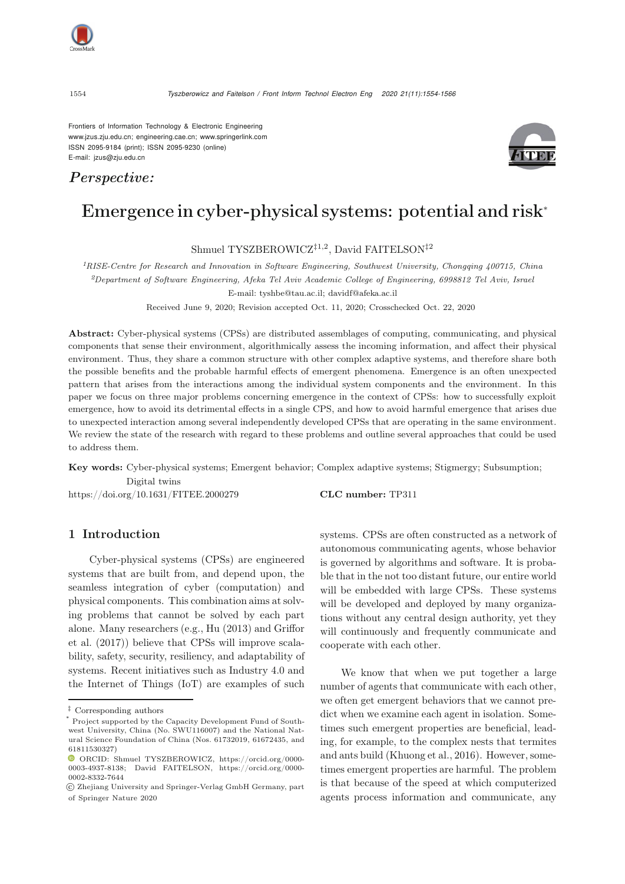Frontiers of Information Technology & Electronic Engineering
www.jzus.zju.edu.cn; engineering.cae.cn; www.springerlink.com
ISSN 2095-9184 (print); ISSN 2095-9230 (online)
E-mail: jzus@zju.edu.cn

*Perspective:*

# Emergence in cyber-physical systems: potential and risk*

Shmuel TYSZBEROWICZ[‡1,2], David FAITELSON[‡2]

[1]*RISE-Centre for Research and Innovation in Software Engineering, Southwest University, Chongqing 400715, China*
[2]*Department of Software Engineering, Afeka Tel Aviv Academic College of Engineering, 6998812 Tel Aviv, Israel*
E-mail: tyshbe@tau.ac.il; davidf@afeka.ac.il
Received June 9, 2020; Revision accepted Oct. 11, 2020; Crosschecked Oct. 22, 2020

**Abstract:** Cyber-physical systems (CPSs) are distributed assemblages of computing, communicating, and physical components that sense their environment, algorithmically assess the incoming information, and affect their physical environment. Thus, they share a common structure with other complex adaptive systems, and therefore share both the possible benefits and the probable harmful effects of emergent phenomena. Emergence is an often unexpected pattern that arises from the interactions among the individual system components and the environment. In this paper we focus on three major problems concerning emergence in the context of CPSs: how to successfully exploit emergence, how to avoid its detrimental effects in a single CPS, and how to avoid harmful emergence that arises due to unexpected interaction among several independently developed CPSs that are operating in the same environment. We review the state of the research with regard to these problems and outline several approaches that could be used to address them.

**Key words:** Cyber-physical systems; Emergent behavior; Complex adaptive systems; Stigmergy; Subsumption; Digital twins

https://doi.org/10.1631/FITEE.2000279 **CLC number:** TP311

## 1 Introduction

Cyber-physical systems (CPSs) are engineered systems that are built from, and depend upon, the seamless integration of cyber (computation) and physical components. This combination aims at solving problems that cannot be solved by each part alone. Many researchers (e.g., Hu (2013) and Griffor et al. (2017)) believe that CPSs will improve scalability, safety, security, resiliency, and adaptability of systems. Recent initiatives such as Industry 4.0 and the Internet of Things (IoT) are examples of such systems. CPSs are often constructed as a network of autonomous communicating agents, whose behavior is governed by algorithms and software. It is probable that in the not too distant future, our entire world will be embedded with large CPSs. These systems will be developed and deployed by many organizations without any central design authority, yet they will continuously and frequently communicate and cooperate with each other.

We know that when we put together a large number of agents that communicate with each other, we often get emergent behaviors that we cannot predict when we examine each agent in isolation. Sometimes such emergent properties are beneficial, leading, for example, to the complex nests that termites and ants build (Khuong et al., 2016). However, sometimes emergent properties are harmful. The problem is that because of the speed at which computerized agents process information and communicate, any

---

‡ Corresponding authors

\* Project supported by the Capacity Development Fund of Southwest University, China (No. SWU116007) and the National Natural Science Foundation of China (Nos. 61732019, 61672435, and 61811530327)

ORCID: Shmuel TYSZBEROWICZ, https://orcid.org/0000-0003-4937-8138; David FAITELSON, https://orcid.org/0000-0002-8332-7644

© Zhejiang University and Springer-Verlag GmbH Germany, part of Springer Nature 2020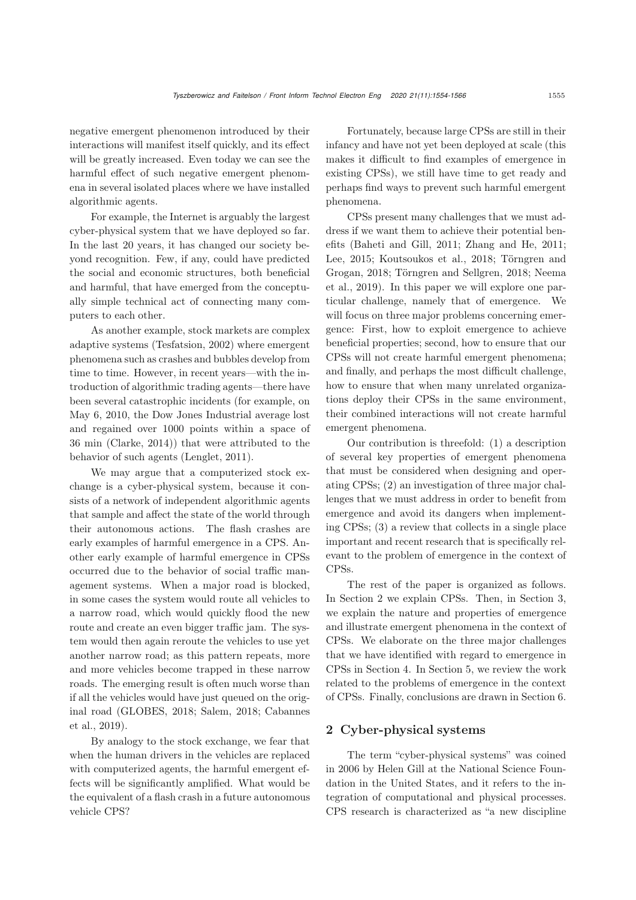negative emergent phenomenon introduced by their interactions will manifest itself quickly, and its effect will be greatly increased. Even today we can see the harmful effect of such negative emergent phenomena in several isolated places where we have installed algorithmic agents.

For example, the Internet is arguably the largest cyber-physical system that we have deployed so far. In the last 20 years, it has changed our society beyond recognition. Few, if any, could have predicted the social and economic structures, both beneficial and harmful, that have emerged from the conceptually simple technical act of connecting many computers to each other.

As another example, stock markets are complex adaptive systems (Tesfatsion, 2002) where emergent phenomena such as crashes and bubbles develop from time to time. However, in recent years—with the introduction of algorithmic trading agents—there have been several catastrophic incidents (for example, on May 6, 2010, the Dow Jones Industrial average lost and regained over 1000 points within a space of 36 min (Clarke, 2014)) that were attributed to the behavior of such agents (Lenglet, 2011).

We may argue that a computerized stock exchange is a cyber-physical system, because it consists of a network of independent algorithmic agents that sample and affect the state of the world through their autonomous actions. The flash crashes are early examples of harmful emergence in a CPS. Another early example of harmful emergence in CPSs occurred due to the behavior of social traffic management systems. When a major road is blocked, in some cases the system would route all vehicles to a narrow road, which would quickly flood the new route and create an even bigger traffic jam. The system would then again reroute the vehicles to use yet another narrow road; as this pattern repeats, more and more vehicles become trapped in these narrow roads. The emerging result is often much worse than if all the vehicles would have just queued on the original road (GLOBES, 2018; Salem, 2018; Cabannes et al., 2019).

By analogy to the stock exchange, we fear that when the human drivers in the vehicles are replaced with computerized agents, the harmful emergent effects will be significantly amplified. What would be the equivalent of a flash crash in a future autonomous vehicle CPS?

Fortunately, because large CPSs are still in their infancy and have not yet been deployed at scale (this makes it difficult to find examples of emergence in existing CPSs), we still have time to get ready and perhaps find ways to prevent such harmful emergent phenomena.

CPSs present many challenges that we must address if we want them to achieve their potential benefits (Baheti and Gill, 2011; Zhang and He, 2011; Lee, 2015; Koutsoukos et al., 2018; Törngren and Grogan, 2018; Törngren and Sellgren, 2018; Neema et al., 2019). In this paper we will explore one particular challenge, namely that of emergence. We will focus on three major problems concerning emergence: First, how to exploit emergence to achieve beneficial properties; second, how to ensure that our CPSs will not create harmful emergent phenomena; and finally, and perhaps the most difficult challenge, how to ensure that when many unrelated organizations deploy their CPSs in the same environment, their combined interactions will not create harmful emergent phenomena.

Our contribution is threefold: (1) a description of several key properties of emergent phenomena that must be considered when designing and operating CPSs; (2) an investigation of three major challenges that we must address in order to benefit from emergence and avoid its dangers when implementing CPSs; (3) a review that collects in a single place important and recent research that is specifically relevant to the problem of emergence in the context of CPSs.

The rest of the paper is organized as follows. In Section 2 we explain CPSs. Then, in Section 3, we explain the nature and properties of emergence and illustrate emergent phenomena in the context of CPSs. We elaborate on the three major challenges that we have identified with regard to emergence in CPSs in Section 4. In Section 5, we review the work related to the problems of emergence in the context of CPSs. Finally, conclusions are drawn in Section 6.

## 2 Cyber-physical systems

The term "cyber-physical systems" was coined in 2006 by Helen Gill at the National Science Foundation in the United States, and it refers to the integration of computational and physical processes. CPS research is characterized as "a new discipline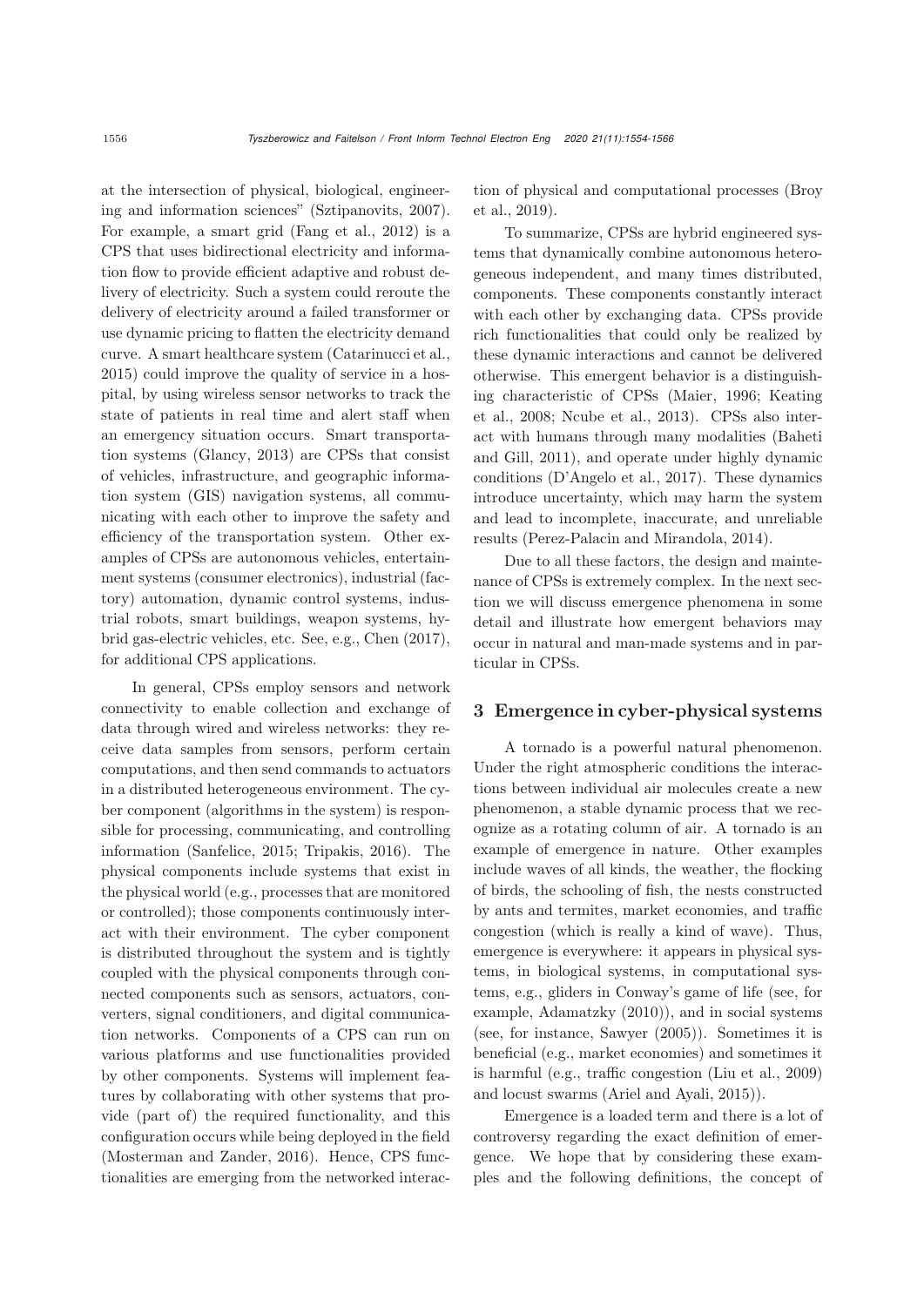at the intersection of physical, biological, engineering and information sciences" (Sztipanovits, 2007). For example, a smart grid (Fang et al., 2012) is a CPS that uses bidirectional electricity and information flow to provide efficient adaptive and robust delivery of electricity. Such a system could reroute the delivery of electricity around a failed transformer or use dynamic pricing to flatten the electricity demand curve. A smart healthcare system (Catarinucci et al., 2015) could improve the quality of service in a hospital, by using wireless sensor networks to track the state of patients in real time and alert staff when an emergency situation occurs. Smart transportation systems (Glancy, 2013) are CPSs that consist of vehicles, infrastructure, and geographic information system (GIS) navigation systems, all communicating with each other to improve the safety and efficiency of the transportation system. Other examples of CPSs are autonomous vehicles, entertainment systems (consumer electronics), industrial (factory) automation, dynamic control systems, industrial robots, smart buildings, weapon systems, hybrid gas-electric vehicles, etc. See, e.g., Chen (2017), for additional CPS applications.

In general, CPSs employ sensors and network connectivity to enable collection and exchange of data through wired and wireless networks: they receive data samples from sensors, perform certain computations, and then send commands to actuators in a distributed heterogeneous environment. The cyber component (algorithms in the system) is responsible for processing, communicating, and controlling information (Sanfelice, 2015; Tripakis, 2016). The physical components include systems that exist in the physical world (e.g., processes that are monitored or controlled); those components continuously interact with their environment. The cyber component is distributed throughout the system and is tightly coupled with the physical components through connected components such as sensors, actuators, converters, signal conditioners, and digital communication networks. Components of a CPS can run on various platforms and use functionalities provided by other components. Systems will implement features by collaborating with other systems that provide (part of) the required functionality, and this configuration occurs while being deployed in the field (Mosterman and Zander, 2016). Hence, CPS functionalities are emerging from the networked interaction of physical and computational processes (Broy et al., 2019).

To summarize, CPSs are hybrid engineered systems that dynamically combine autonomous heterogeneous independent, and many times distributed, components. These components constantly interact with each other by exchanging data. CPSs provide rich functionalities that could only be realized by these dynamic interactions and cannot be delivered otherwise. This emergent behavior is a distinguishing characteristic of CPSs (Maier, 1996; Keating et al., 2008; Ncube et al., 2013). CPSs also interact with humans through many modalities (Baheti and Gill, 2011), and operate under highly dynamic conditions (D'Angelo et al., 2017). These dynamics introduce uncertainty, which may harm the system and lead to incomplete, inaccurate, and unreliable results (Perez-Palacin and Mirandola, 2014).

Due to all these factors, the design and maintenance of CPSs is extremely complex. In the next section we will discuss emergence phenomena in some detail and illustrate how emergent behaviors may occur in natural and man-made systems and in particular in CPSs.

## 3 Emergence in cyber-physical systems

A tornado is a powerful natural phenomenon. Under the right atmospheric conditions the interactions between individual air molecules create a new phenomenon, a stable dynamic process that we recognize as a rotating column of air. A tornado is an example of emergence in nature. Other examples include waves of all kinds, the weather, the flocking of birds, the schooling of fish, the nests constructed by ants and termites, market economies, and traffic congestion (which is really a kind of wave). Thus, emergence is everywhere: it appears in physical systems, in biological systems, in computational systems, e.g., gliders in Conway's game of life (see, for example, Adamatzky (2010)), and in social systems (see, for instance, Sawyer (2005)). Sometimes it is beneficial (e.g., market economies) and sometimes it is harmful (e.g., traffic congestion (Liu et al., 2009) and locust swarms (Ariel and Ayali, 2015)).

Emergence is a loaded term and there is a lot of controversy regarding the exact definition of emergence. We hope that by considering these examples and the following definitions, the concept of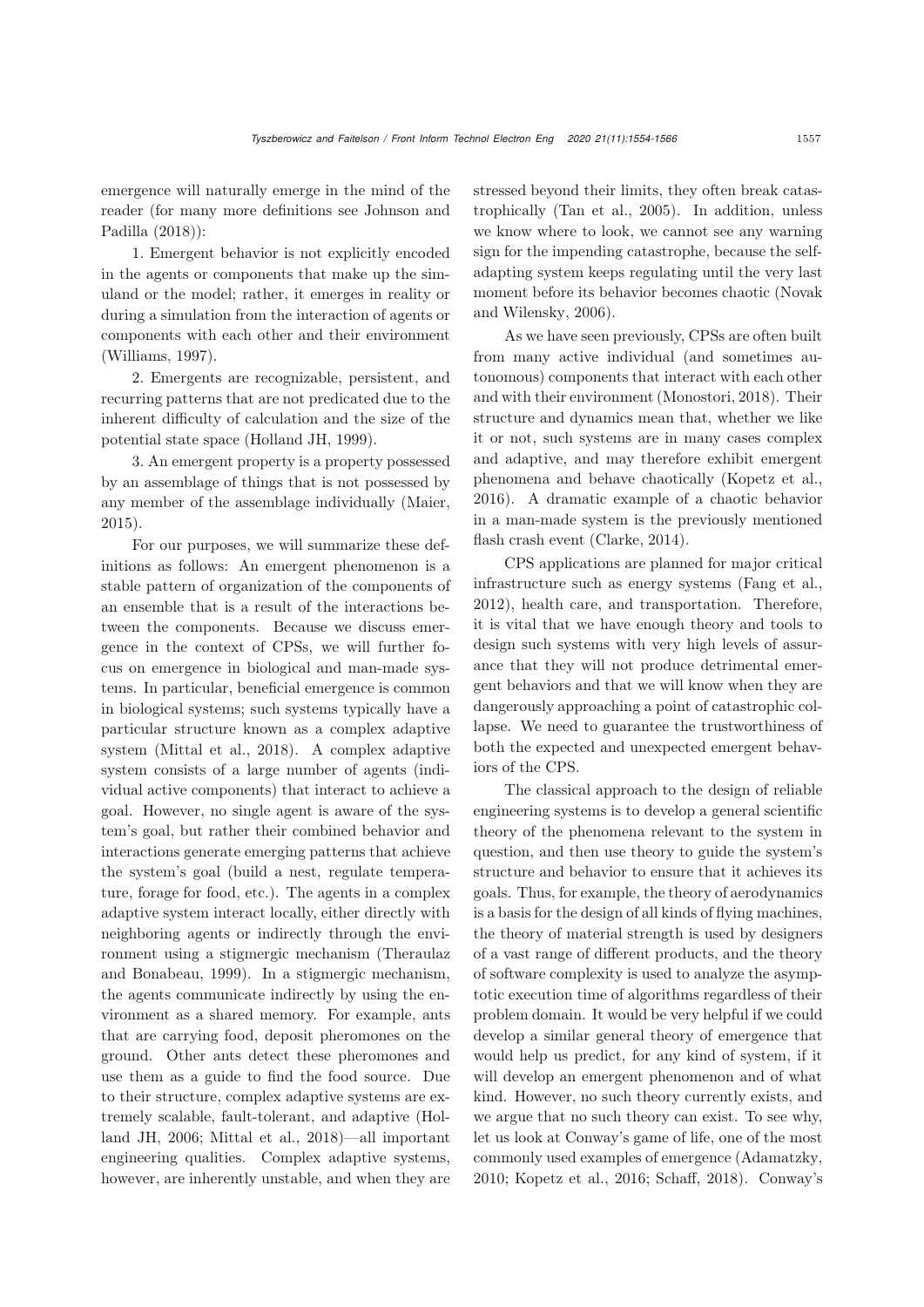emergence will naturally emerge in the mind of the reader (for many more definitions see Johnson and Padilla (2018)):

1. Emergent behavior is not explicitly encoded in the agents or components that make up the simuland or the model; rather, it emerges in reality or during a simulation from the interaction of agents or components with each other and their environment (Williams, 1997).

2. Emergents are recognizable, persistent, and recurring patterns that are not predicated due to the inherent difficulty of calculation and the size of the potential state space (Holland JH, 1999).

3. An emergent property is a property possessed by an assemblage of things that is not possessed by any member of the assemblage individually (Maier, 2015).

For our purposes, we will summarize these definitions as follows: An emergent phenomenon is a stable pattern of organization of the components of an ensemble that is a result of the interactions between the components. Because we discuss emergence in the context of CPSs, we will further focus on emergence in biological and man-made systems. In particular, beneficial emergence is common in biological systems; such systems typically have a particular structure known as a complex adaptive system (Mittal et al., 2018). A complex adaptive system consists of a large number of agents (individual active components) that interact to achieve a goal. However, no single agent is aware of the system's goal, but rather their combined behavior and interactions generate emerging patterns that achieve the system's goal (build a nest, regulate temperature, forage for food, etc.). The agents in a complex adaptive system interact locally, either directly with neighboring agents or indirectly through the environment using a stigmergic mechanism (Theraulaz and Bonabeau, 1999). In a stigmergic mechanism, the agents communicate indirectly by using the environment as a shared memory. For example, ants that are carrying food, deposit pheromones on the ground. Other ants detect these pheromones and use them as a guide to find the food source. Due to their structure, complex adaptive systems are extremely scalable, fault-tolerant, and adaptive (Holland JH, 2006; Mittal et al., 2018)—all important engineering qualities. Complex adaptive systems, however, are inherently unstable, and when they are stressed beyond their limits, they often break catastrophically (Tan et al., 2005). In addition, unless we know where to look, we cannot see any warning sign for the impending catastrophe, because the self-adapting system keeps regulating until the very last moment before its behavior becomes chaotic (Novak and Wilensky, 2006).

As we have seen previously, CPSs are often built from many active individual (and sometimes autonomous) components that interact with each other and with their environment (Monostori, 2018). Their structure and dynamics mean that, whether we like it or not, such systems are in many cases complex and adaptive, and may therefore exhibit emergent phenomena and behave chaotically (Kopetz et al., 2016). A dramatic example of a chaotic behavior in a man-made system is the previously mentioned flash crash event (Clarke, 2014).

CPS applications are planned for major critical infrastructure such as energy systems (Fang et al., 2012), health care, and transportation. Therefore, it is vital that we have enough theory and tools to design such systems with very high levels of assurance that they will not produce detrimental emergent behaviors and that we will know when they are dangerously approaching a point of catastrophic collapse. We need to guarantee the trustworthiness of both the expected and unexpected emergent behaviors of the CPS.

The classical approach to the design of reliable engineering systems is to develop a general scientific theory of the phenomena relevant to the system in question, and then use theory to guide the system's structure and behavior to ensure that it achieves its goals. Thus, for example, the theory of aerodynamics is a basis for the design of all kinds of flying machines, the theory of material strength is used by designers of a vast range of different products, and the theory of software complexity is used to analyze the asymptotic execution time of algorithms regardless of their problem domain. It would be very helpful if we could develop a similar general theory of emergence that would help us predict, for any kind of system, if it will develop an emergent phenomenon and of what kind. However, no such theory currently exists, and we argue that no such theory can exist. To see why, let us look at Conway's game of life, one of the most commonly used examples of emergence (Adamatzky, 2010; Kopetz et al., 2016; Schaff, 2018). Conway's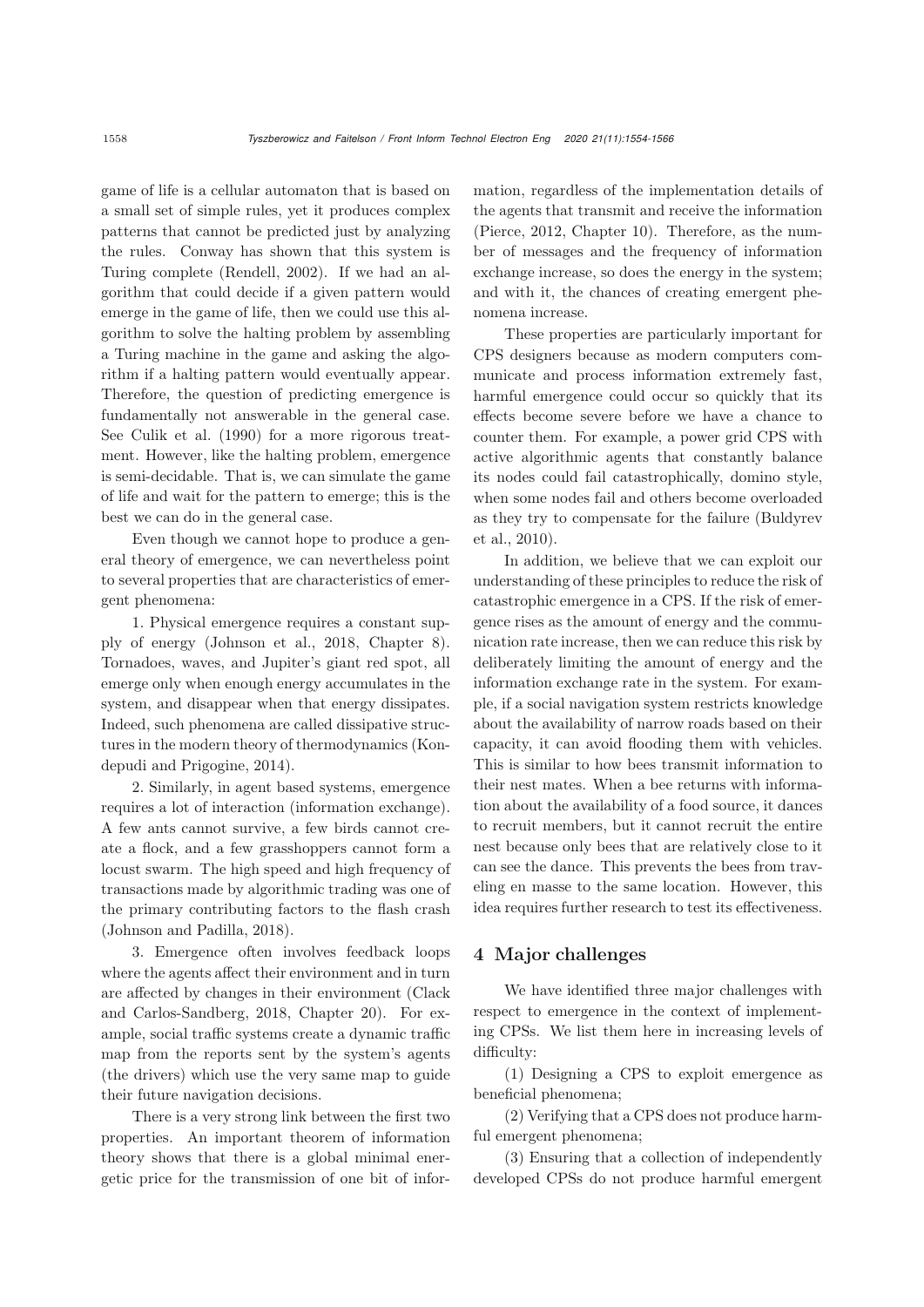game of life is a cellular automaton that is based on a small set of simple rules, yet it produces complex patterns that cannot be predicted just by analyzing the rules. Conway has shown that this system is Turing complete (Rendell, 2002). If we had an algorithm that could decide if a given pattern would emerge in the game of life, then we could use this algorithm to solve the halting problem by assembling a Turing machine in the game and asking the algorithm if a halting pattern would eventually appear. Therefore, the question of predicting emergence is fundamentally not answerable in the general case. See Culik et al. (1990) for a more rigorous treatment. However, like the halting problem, emergence is semi-decidable. That is, we can simulate the game of life and wait for the pattern to emerge; this is the best we can do in the general case.

Even though we cannot hope to produce a general theory of emergence, we can nevertheless point to several properties that are characteristics of emergent phenomena:

1. Physical emergence requires a constant supply of energy (Johnson et al., 2018, Chapter 8). Tornadoes, waves, and Jupiter's giant red spot, all emerge only when enough energy accumulates in the system, and disappear when that energy dissipates. Indeed, such phenomena are called dissipative structures in the modern theory of thermodynamics (Kondepudi and Prigogine, 2014).

2. Similarly, in agent based systems, emergence requires a lot of interaction (information exchange). A few ants cannot survive, a few birds cannot create a flock, and a few grasshoppers cannot form a locust swarm. The high speed and high frequency of transactions made by algorithmic trading was one of the primary contributing factors to the flash crash (Johnson and Padilla, 2018).

3. Emergence often involves feedback loops where the agents affect their environment and in turn are affected by changes in their environment (Clack and Carlos-Sandberg, 2018, Chapter 20). For example, social traffic systems create a dynamic traffic map from the reports sent by the system's agents (the drivers) which use the very same map to guide their future navigation decisions.

There is a very strong link between the first two properties. An important theorem of information theory shows that there is a global minimal energetic price for the transmission of one bit of information, regardless of the implementation details of the agents that transmit and receive the information (Pierce, 2012, Chapter 10). Therefore, as the number of messages and the frequency of information exchange increase, so does the energy in the system; and with it, the chances of creating emergent phenomena increase.

These properties are particularly important for CPS designers because as modern computers communicate and process information extremely fast, harmful emergence could occur so quickly that its effects become severe before we have a chance to counter them. For example, a power grid CPS with active algorithmic agents that constantly balance its nodes could fail catastrophically, domino style, when some nodes fail and others become overloaded as they try to compensate for the failure (Buldyrev et al., 2010).

In addition, we believe that we can exploit our understanding of these principles to reduce the risk of catastrophic emergence in a CPS. If the risk of emergence rises as the amount of energy and the communication rate increase, then we can reduce this risk by deliberately limiting the amount of energy and the information exchange rate in the system. For example, if a social navigation system restricts knowledge about the availability of narrow roads based on their capacity, it can avoid flooding them with vehicles. This is similar to how bees transmit information to their nest mates. When a bee returns with information about the availability of a food source, it dances to recruit members, but it cannot recruit the entire nest because only bees that are relatively close to it can see the dance. This prevents the bees from traveling en masse to the same location. However, this idea requires further research to test its effectiveness.

## 4 Major challenges

We have identified three major challenges with respect to emergence in the context of implementing CPSs. We list them here in increasing levels of difficulty:

(1) Designing a CPS to exploit emergence as beneficial phenomena;

(2) Verifying that a CPS does not produce harmful emergent phenomena;

(3) Ensuring that a collection of independently developed CPSs do not produce harmful emergent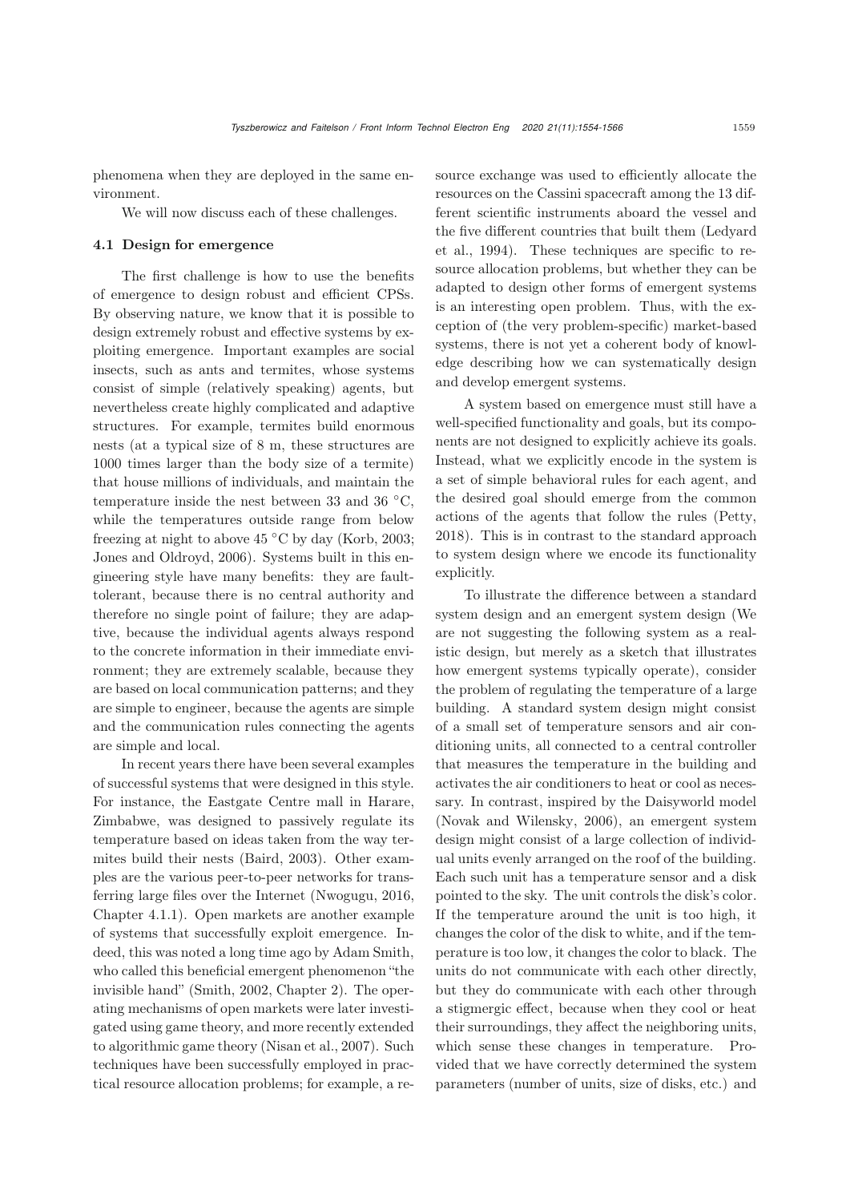phenomena when they are deployed in the same environment.

We will now discuss each of these challenges.

### 4.1 Design for emergence

The first challenge is how to use the benefits of emergence to design robust and efficient CPSs. By observing nature, we know that it is possible to design extremely robust and effective systems by exploiting emergence. Important examples are social insects, such as ants and termites, whose systems consist of simple (relatively speaking) agents, but nevertheless create highly complicated and adaptive structures. For example, termites build enormous nests (at a typical size of 8 m, these structures are 1000 times larger than the body size of a termite) that house millions of individuals, and maintain the temperature inside the nest between 33 and 36 °C, while the temperatures outside range from below freezing at night to above 45 °C by day (Korb, 2003; Jones and Oldroyd, 2006). Systems built in this engineering style have many benefits: they are fault-tolerant, because there is no central authority and therefore no single point of failure; they are adaptive, because the individual agents always respond to the concrete information in their immediate environment; they are extremely scalable, because they are based on local communication patterns; and they are simple to engineer, because the agents are simple and the communication rules connecting the agents are simple and local.

In recent years there have been several examples of successful systems that were designed in this style. For instance, the Eastgate Centre mall in Harare, Zimbabwe, was designed to passively regulate its temperature based on ideas taken from the way termites build their nests (Baird, 2003). Other examples are the various peer-to-peer networks for transferring large files over the Internet (Nwogugu, 2016, Chapter 4.1.1). Open markets are another example of systems that successfully exploit emergence. Indeed, this was noted a long time ago by Adam Smith, who called this beneficial emergent phenomenon "the invisible hand" (Smith, 2002, Chapter 2). The operating mechanisms of open markets were later investigated using game theory, and more recently extended to algorithmic game theory (Nisan et al., 2007). Such techniques have been successfully employed in practical resource allocation problems; for example, a resource exchange was used to efficiently allocate the resources on the Cassini spacecraft among the 13 different scientific instruments aboard the vessel and the five different countries that built them (Ledyard et al., 1994). These techniques are specific to resource allocation problems, but whether they can be adapted to design other forms of emergent systems is an interesting open problem. Thus, with the exception of (the very problem-specific) market-based systems, there is not yet a coherent body of knowledge describing how we can systematically design and develop emergent systems.

A system based on emergence must still have a well-specified functionality and goals, but its components are not designed to explicitly achieve its goals. Instead, what we explicitly encode in the system is a set of simple behavioral rules for each agent, and the desired goal should emerge from the common actions of the agents that follow the rules (Petty, 2018). This is in contrast to the standard approach to system design where we encode its functionality explicitly.

To illustrate the difference between a standard system design and an emergent system design (We are not suggesting the following system as a realistic design, but merely as a sketch that illustrates how emergent systems typically operate), consider the problem of regulating the temperature of a large building. A standard system design might consist of a small set of temperature sensors and air conditioning units, all connected to a central controller that measures the temperature in the building and activates the air conditioners to heat or cool as necessary. In contrast, inspired by the Daisyworld model (Novak and Wilensky, 2006), an emergent system design might consist of a large collection of individual units evenly arranged on the roof of the building. Each such unit has a temperature sensor and a disk pointed to the sky. The unit controls the disk's color. If the temperature around the unit is too high, it changes the color of the disk to white, and if the temperature is too low, it changes the color to black. The units do not communicate with each other directly, but they do communicate with each other through a stigmergic effect, because when they cool or heat their surroundings, they affect the neighboring units, which sense these changes in temperature. Provided that we have correctly determined the system parameters (number of units, size of disks, etc.) and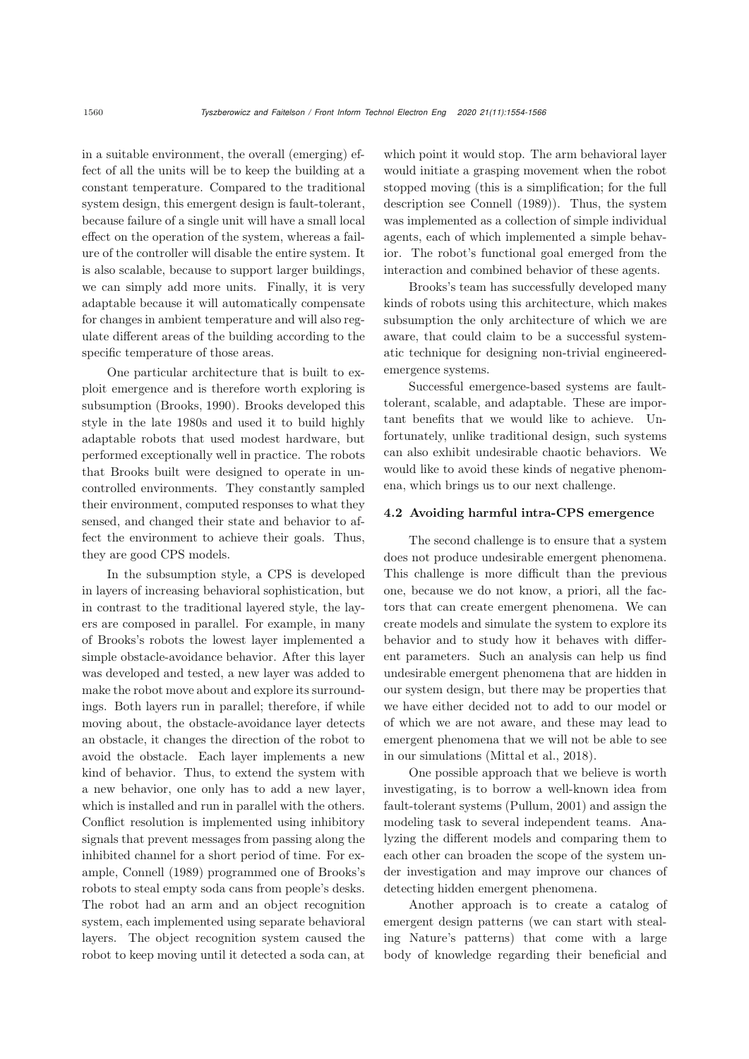in a suitable environment, the overall (emerging) effect of all the units will be to keep the building at a constant temperature. Compared to the traditional system design, this emergent design is fault-tolerant, because failure of a single unit will have a small local effect on the operation of the system, whereas a failure of the controller will disable the entire system. It is also scalable, because to support larger buildings, we can simply add more units. Finally, it is very adaptable because it will automatically compensate for changes in ambient temperature and will also regulate different areas of the building according to the specific temperature of those areas.

One particular architecture that is built to exploit emergence and is therefore worth exploring is subsumption (Brooks, 1990). Brooks developed this style in the late 1980s and used it to build highly adaptable robots that used modest hardware, but performed exceptionally well in practice. The robots that Brooks built were designed to operate in uncontrolled environments. They constantly sampled their environment, computed responses to what they sensed, and changed their state and behavior to affect the environment to achieve their goals. Thus, they are good CPS models.

In the subsumption style, a CPS is developed in layers of increasing behavioral sophistication, but in contrast to the traditional layered style, the layers are composed in parallel. For example, in many of Brooks's robots the lowest layer implemented a simple obstacle-avoidance behavior. After this layer was developed and tested, a new layer was added to make the robot move about and explore its surroundings. Both layers run in parallel; therefore, if while moving about, the obstacle-avoidance layer detects an obstacle, it changes the direction of the robot to avoid the obstacle. Each layer implements a new kind of behavior. Thus, to extend the system with a new behavior, one only has to add a new layer, which is installed and run in parallel with the others. Conflict resolution is implemented using inhibitory signals that prevent messages from passing along the inhibited channel for a short period of time. For example, Connell (1989) programmed one of Brooks's robots to steal empty soda cans from people's desks. The robot had an arm and an object recognition system, each implemented using separate behavioral layers. The object recognition system caused the robot to keep moving until it detected a soda can, at which point it would stop. The arm behavioral layer would initiate a grasping movement when the robot stopped moving (this is a simplification; for the full description see Connell (1989)). Thus, the system was implemented as a collection of simple individual agents, each of which implemented a simple behavior. The robot's functional goal emerged from the interaction and combined behavior of these agents.

Brooks's team has successfully developed many kinds of robots using this architecture, which makes subsumption the only architecture of which we are aware, that could claim to be a successful systematic technique for designing non-trivial engineered-emergence systems.

Successful emergence-based systems are fault-tolerant, scalable, and adaptable. These are important benefits that we would like to achieve. Unfortunately, unlike traditional design, such systems can also exhibit undesirable chaotic behaviors. We would like to avoid these kinds of negative phenomena, which brings us to our next challenge.

### 4.2 Avoiding harmful intra-CPS emergence

The second challenge is to ensure that a system does not produce undesirable emergent phenomena. This challenge is more difficult than the previous one, because we do not know, a priori, all the factors that can create emergent phenomena. We can create models and simulate the system to explore its behavior and to study how it behaves with different parameters. Such an analysis can help us find undesirable emergent phenomena that are hidden in our system design, but there may be properties that we have either decided not to add to our model or of which we are not aware, and these may lead to emergent phenomena that we will not be able to see in our simulations (Mittal et al., 2018).

One possible approach that we believe is worth investigating, is to borrow a well-known idea from fault-tolerant systems (Pullum, 2001) and assign the modeling task to several independent teams. Analyzing the different models and comparing them to each other can broaden the scope of the system under investigation and may improve our chances of detecting hidden emergent phenomena.

Another approach is to create a catalog of emergent design patterns (we can start with stealing Nature's patterns) that come with a large body of knowledge regarding their beneficial and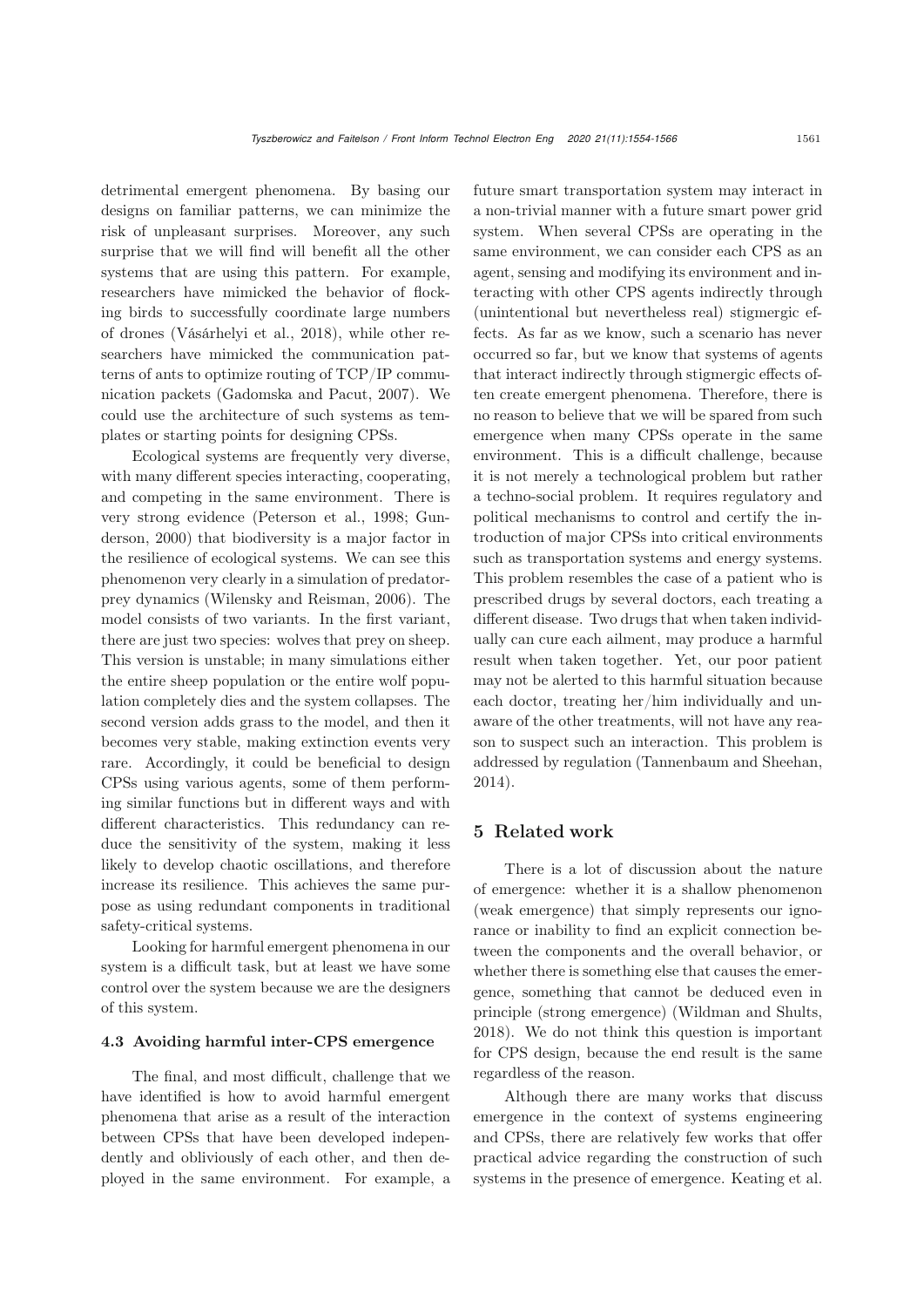detrimental emergent phenomena. By basing our designs on familiar patterns, we can minimize the risk of unpleasant surprises. Moreover, any such surprise that we will find will benefit all the other systems that are using this pattern. For example, researchers have mimicked the behavior of flocking birds to successfully coordinate large numbers of drones (Vásárhelyi et al., 2018), while other researchers have mimicked the communication patterns of ants to optimize routing of TCP/IP communication packets (Gadomska and Pacut, 2007). We could use the architecture of such systems as templates or starting points for designing CPSs.

Ecological systems are frequently very diverse, with many different species interacting, cooperating, and competing in the same environment. There is very strong evidence (Peterson et al., 1998; Gunderson, 2000) that biodiversity is a major factor in the resilience of ecological systems. We can see this phenomenon very clearly in a simulation of predator-prey dynamics (Wilensky and Reisman, 2006). The model consists of two variants. In the first variant, there are just two species: wolves that prey on sheep. This version is unstable; in many simulations either the entire sheep population or the entire wolf population completely dies and the system collapses. The second version adds grass to the model, and then it becomes very stable, making extinction events very rare. Accordingly, it could be beneficial to design CPSs using various agents, some of them performing similar functions but in different ways and with different characteristics. This redundancy can reduce the sensitivity of the system, making it less likely to develop chaotic oscillations, and therefore increase its resilience. This achieves the same purpose as using redundant components in traditional safety-critical systems.

Looking for harmful emergent phenomena in our system is a difficult task, but at least we have some control over the system because we are the designers of this system.

### 4.3 Avoiding harmful inter-CPS emergence

The final, and most difficult, challenge that we have identified is how to avoid harmful emergent phenomena that arise as a result of the interaction between CPSs that have been developed independently and obliviously of each other, and then deployed in the same environment. For example, a future smart transportation system may interact in a non-trivial manner with a future smart power grid system. When several CPSs are operating in the same environment, we can consider each CPS as an agent, sensing and modifying its environment and interacting with other CPS agents indirectly through (unintentional but nevertheless real) stigmergic effects. As far as we know, such a scenario has never occurred so far, but we know that systems of agents that interact indirectly through stigmergic effects often create emergent phenomena. Therefore, there is no reason to believe that we will be spared from such emergence when many CPSs operate in the same environment. This is a difficult challenge, because it is not merely a technological problem but rather a techno-social problem. It requires regulatory and political mechanisms to control and certify the introduction of major CPSs into critical environments such as transportation systems and energy systems. This problem resembles the case of a patient who is prescribed drugs by several doctors, each treating a different disease. Two drugs that when taken individually can cure each ailment, may produce a harmful result when taken together. Yet, our poor patient may not be alerted to this harmful situation because each doctor, treating her/him individually and unaware of the other treatments, will not have any reason to suspect such an interaction. This problem is addressed by regulation (Tannenbaum and Sheehan, 2014).

## 5 Related work

There is a lot of discussion about the nature of emergence: whether it is a shallow phenomenon (weak emergence) that simply represents our ignorance or inability to find an explicit connection between the components and the overall behavior, or whether there is something else that causes the emergence, something that cannot be deduced even in principle (strong emergence) (Wildman and Shults, 2018). We do not think this question is important for CPS design, because the end result is the same regardless of the reason.

Although there are many works that discuss emergence in the context of systems engineering and CPSs, there are relatively few works that offer practical advice regarding the construction of such systems in the presence of emergence. Keating et al.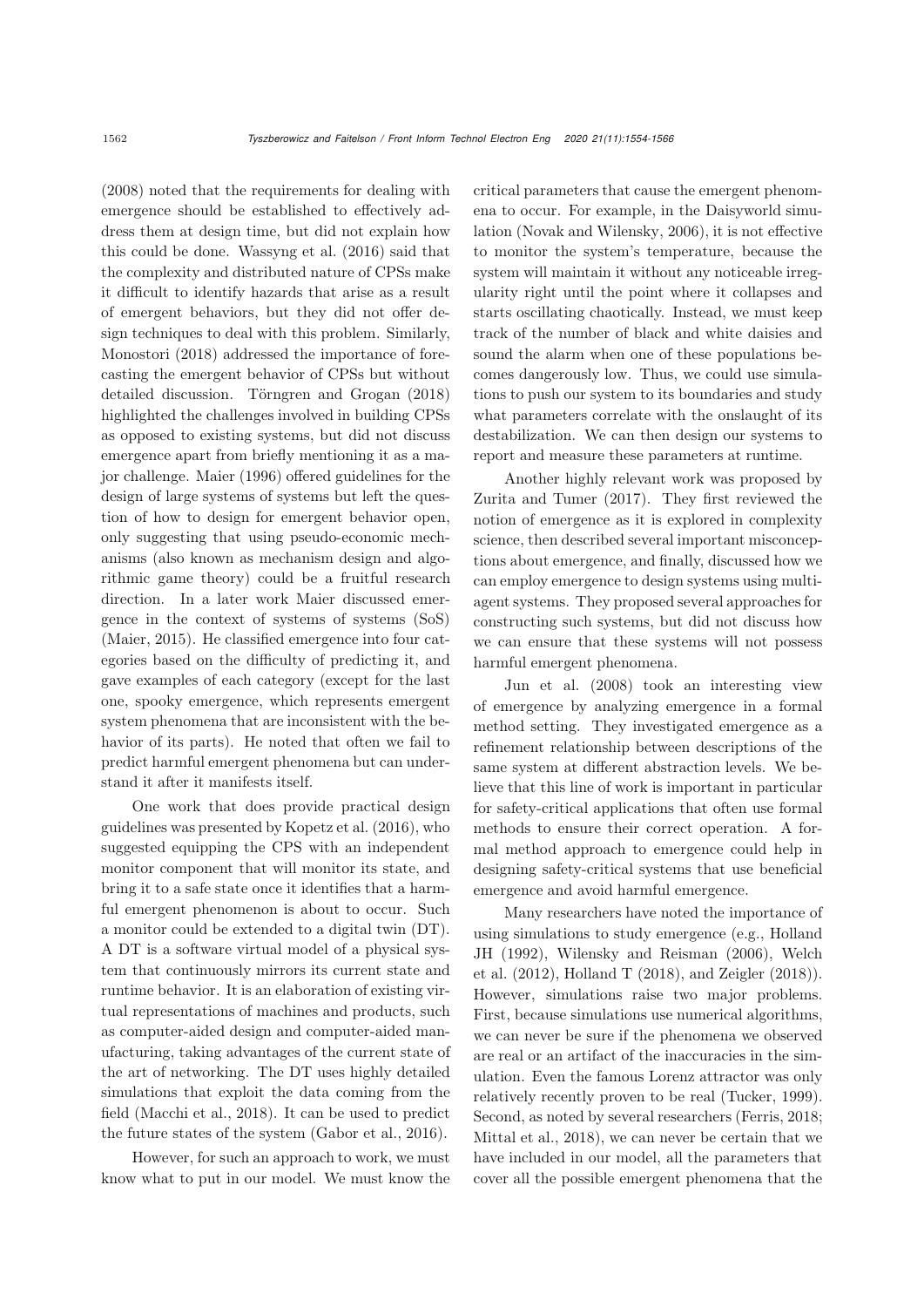(2008) noted that the requirements for dealing with emergence should be established to effectively address them at design time, but did not explain how this could be done. Wassyng et al. (2016) said that the complexity and distributed nature of CPSs make it difficult to identify hazards that arise as a result of emergent behaviors, but they did not offer design techniques to deal with this problem. Similarly, Monostori (2018) addressed the importance of forecasting the emergent behavior of CPSs but without detailed discussion. Törngren and Grogan (2018) highlighted the challenges involved in building CPSs as opposed to existing systems, but did not discuss emergence apart from briefly mentioning it as a major challenge. Maier (1996) offered guidelines for the design of large systems of systems but left the question of how to design for emergent behavior open, only suggesting that using pseudo-economic mechanisms (also known as mechanism design and algorithmic game theory) could be a fruitful research direction. In a later work Maier discussed emergence in the context of systems of systems (SoS) (Maier, 2015). He classified emergence into four categories based on the difficulty of predicting it, and gave examples of each category (except for the last one, spooky emergence, which represents emergent system phenomena that are inconsistent with the behavior of its parts). He noted that often we fail to predict harmful emergent phenomena but can understand it after it manifests itself.

One work that does provide practical design guidelines was presented by Kopetz et al. (2016), who suggested equipping the CPS with an independent monitor component that will monitor its state, and bring it to a safe state once it identifies that a harmful emergent phenomenon is about to occur. Such a monitor could be extended to a digital twin (DT). A DT is a software virtual model of a physical system that continuously mirrors its current state and runtime behavior. It is an elaboration of existing virtual representations of machines and products, such as computer-aided design and computer-aided manufacturing, taking advantages of the current state of the art of networking. The DT uses highly detailed simulations that exploit the data coming from the field (Macchi et al., 2018). It can be used to predict the future states of the system (Gabor et al., 2016).

However, for such an approach to work, we must know what to put in our model. We must know the critical parameters that cause the emergent phenomena to occur. For example, in the Daisyworld simulation (Novak and Wilensky, 2006), it is not effective to monitor the system's temperature, because the system will maintain it without any noticeable irregularity right until the point where it collapses and starts oscillating chaotically. Instead, we must keep track of the number of black and white daisies and sound the alarm when one of these populations becomes dangerously low. Thus, we could use simulations to push our system to its boundaries and study what parameters correlate with the onslaught of its destabilization. We can then design our systems to report and measure these parameters at runtime.

Another highly relevant work was proposed by Zurita and Tumer (2017). They first reviewed the notion of emergence as it is explored in complexity science, then described several important misconceptions about emergence, and finally, discussed how we can employ emergence to design systems using multiagent systems. They proposed several approaches for constructing such systems, but did not discuss how we can ensure that these systems will not possess harmful emergent phenomena.

Jun et al. (2008) took an interesting view of emergence by analyzing emergence in a formal method setting. They investigated emergence as a refinement relationship between descriptions of the same system at different abstraction levels. We believe that this line of work is important in particular for safety-critical applications that often use formal methods to ensure their correct operation. A formal method approach to emergence could help in designing safety-critical systems that use beneficial emergence and avoid harmful emergence.

Many researchers have noted the importance of using simulations to study emergence (e.g., Holland JH (1992), Wilensky and Reisman (2006), Welch et al. (2012), Holland T (2018), and Zeigler (2018)). However, simulations raise two major problems. First, because simulations use numerical algorithms, we can never be sure if the phenomena we observed are real or an artifact of the inaccuracies in the simulation. Even the famous Lorenz attractor was only relatively recently proven to be real (Tucker, 1999). Second, as noted by several researchers (Ferris, 2018; Mittal et al., 2018), we can never be certain that we have included in our model, all the parameters that cover all the possible emergent phenomena that the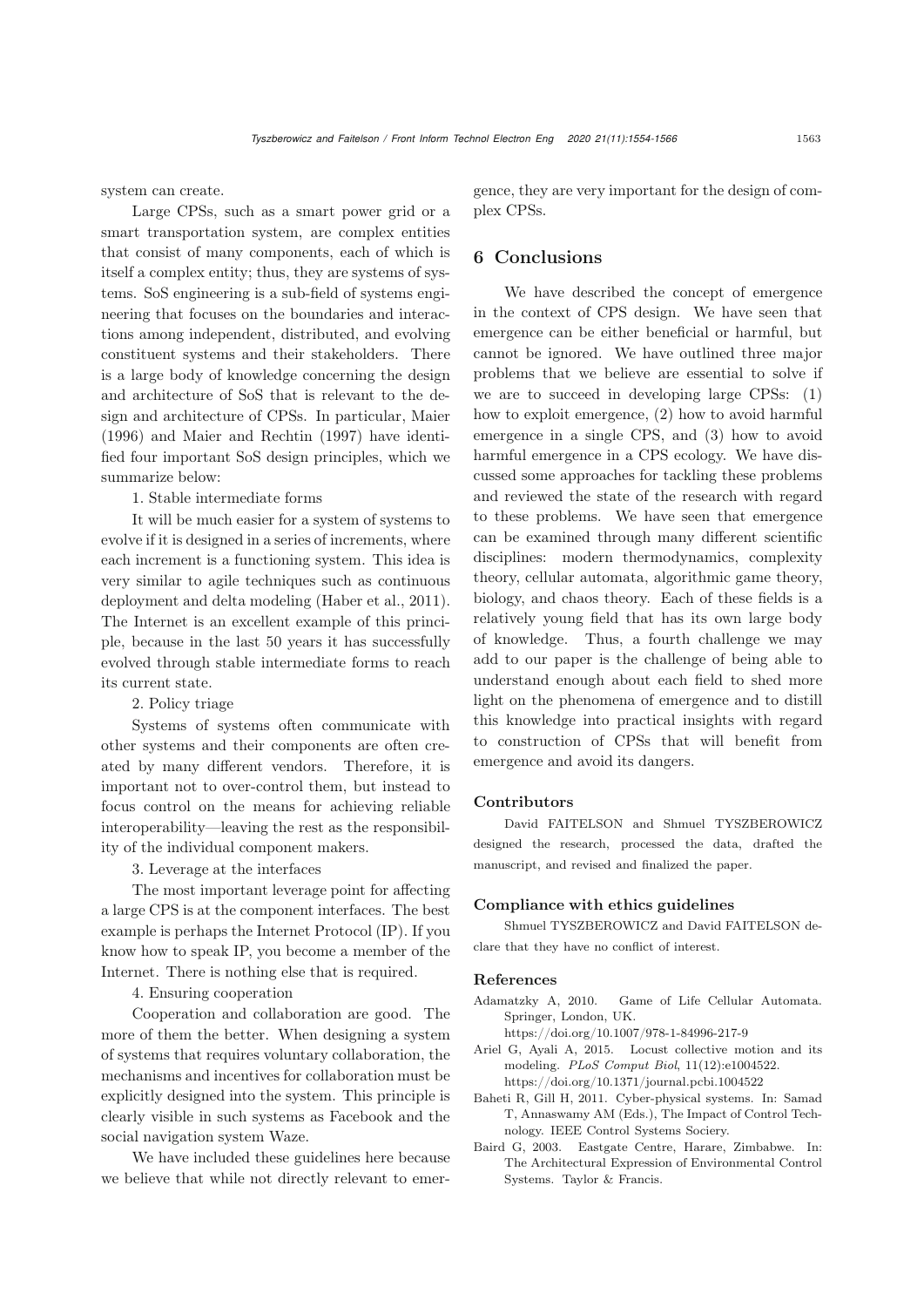system can create.

Large CPSs, such as a smart power grid or a smart transportation system, are complex entities that consist of many components, each of which is itself a complex entity; thus, they are systems of systems. SoS engineering is a sub-field of systems engineering that focuses on the boundaries and interactions among independent, distributed, and evolving constituent systems and their stakeholders. There is a large body of knowledge concerning the design and architecture of SoS that is relevant to the design and architecture of CPSs. In particular, Maier (1996) and Maier and Rechtin (1997) have identified four important SoS design principles, which we summarize below:

1. Stable intermediate forms

It will be much easier for a system of systems to evolve if it is designed in a series of increments, where each increment is a functioning system. This idea is very similar to agile techniques such as continuous deployment and delta modeling (Haber et al., 2011). The Internet is an excellent example of this principle, because in the last 50 years it has successfully evolved through stable intermediate forms to reach its current state.

2. Policy triage

Systems of systems often communicate with other systems and their components are often created by many different vendors. Therefore, it is important not to over-control them, but instead to focus control on the means for achieving reliable interoperability—leaving the rest as the responsibility of the individual component makers.

3. Leverage at the interfaces

The most important leverage point for affecting a large CPS is at the component interfaces. The best example is perhaps the Internet Protocol (IP). If you know how to speak IP, you become a member of the Internet. There is nothing else that is required.

4. Ensuring cooperation

Cooperation and collaboration are good. The more of them the better. When designing a system of systems that requires voluntary collaboration, the mechanisms and incentives for collaboration must be explicitly designed into the system. This principle is clearly visible in such systems as Facebook and the social navigation system Waze.

We have included these guidelines here because we believe that while not directly relevant to emergence, they are very important for the design of complex CPSs.

## 6 Conclusions

We have described the concept of emergence in the context of CPS design. We have seen that emergence can be either beneficial or harmful, but cannot be ignored. We have outlined three major problems that we believe are essential to solve if we are to succeed in developing large CPSs: (1) how to exploit emergence, (2) how to avoid harmful emergence in a single CPS, and (3) how to avoid harmful emergence in a CPS ecology. We have discussed some approaches for tackling these problems and reviewed the state of the research with regard to these problems. We have seen that emergence can be examined through many different scientific disciplines: modern thermodynamics, complexity theory, cellular automata, algorithmic game theory, biology, and chaos theory. Each of these fields is a relatively young field that has its own large body of knowledge. Thus, a fourth challenge we may add to our paper is the challenge of being able to understand enough about each field to shed more light on the phenomena of emergence and to distill this knowledge into practical insights with regard to construction of CPSs that will benefit from emergence and avoid its dangers.

### Contributors

David FAITELSON and Shmuel TYSZBEROWICZ designed the research, processed the data, drafted the manuscript, and revised and finalized the paper.

### Compliance with ethics guidelines

Shmuel TYSZBEROWICZ and David FAITELSON declare that they have no conflict of interest.

### References

Adamatzky A, 2010. Game of Life Cellular Automata. Springer, London, UK. https://doi.org/10.1007/978-1-84996-217-9

Ariel G, Ayali A, 2015. Locust collective motion and its modeling. *PLoS Comput Biol*, 11(12):e1004522. https://doi.org/10.1371/journal.pcbi.1004522

Baheti R, Gill H, 2011. Cyber-physical systems. In: Samad T, Annaswamy AM (Eds.), The Impact of Control Technology. IEEE Control Systems Society.

Baird G, 2003. Eastgate Centre, Harare, Zimbabwe. In: The Architectural Expression of Environmental Control Systems. Taylor & Francis.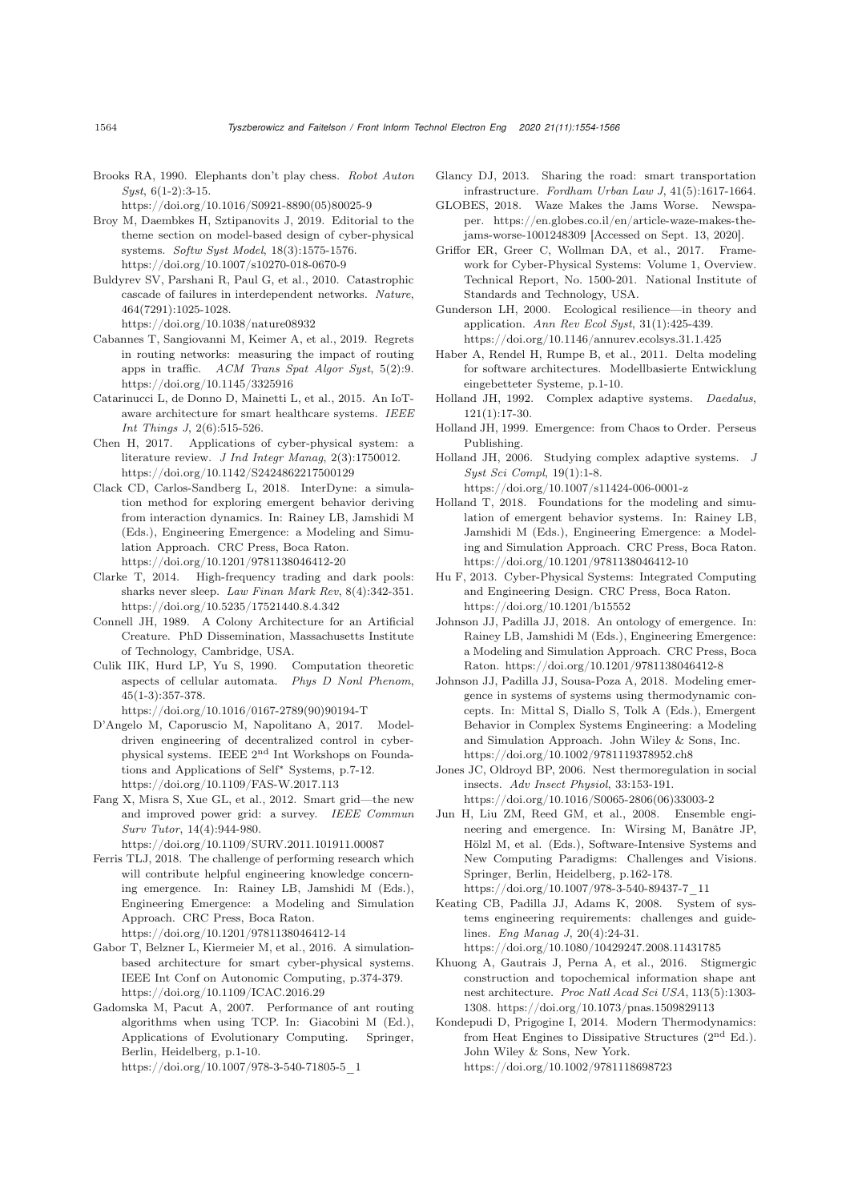Brooks RA, 1990. Elephants don't play chess. *Robot Auton Syst*, 6(1-2):3-15. https://doi.org/10.1016/S0921-8890(05)80025-9

Broy M, Daembkes H, Sztipanovits J, 2019. Editorial to the theme section on model-based design of cyber-physical systems. *Softw Syst Model*, 18(3):1575-1576. https://doi.org/10.1007/s10270-018-0670-9

Buldyrev SV, Parshani R, Paul G, et al., 2010. Catastrophic cascade of failures in interdependent networks. *Nature*, 464(7291):1025-1028. https://doi.org/10.1038/nature08932

Cabannes T, Sangiovanni M, Keimer A, et al., 2019. Regrets in routing networks: measuring the impact of routing apps in traffic. *ACM Trans Spat Algor Syst*, 5(2):9. https://doi.org/10.1145/3325916

Catarinucci L, de Donno D, Mainetti L, et al., 2015. An IoT-aware architecture for smart healthcare systems. *IEEE Int Things J*, 2(6):515-526.

Chen H, 2017. Applications of cyber-physical system: a literature review. *J Ind Integr Manag*, 2(3):1750012. https://doi.org/10.1142/S2424862217500129

Clack CD, Carlos-Sandberg L, 2018. InterDyne: a simulation method for exploring emergent behavior deriving from interaction dynamics. In: Rainey LB, Jamshidi M (Eds.), Engineering Emergence: a Modeling and Simulation Approach. CRC Press, Boca Raton. https://doi.org/10.1201/9781138046412-20

Clarke T, 2014. High-frequency trading and dark pools: sharks never sleep. *Law Finan Mark Rev*, 8(4):342-351. https://doi.org/10.5235/17521440.8.4.342

Connell JH, 1989. A Colony Architecture for an Artificial Creature. PhD Dissemination, Massachusetts Institute of Technology, Cambridge, USA.

Culik IIK, Hurd LP, Yu S, 1990. Computation theoretic aspects of cellular automata. *Phys D Nonl Phenom*, 45(1-3):357-378. https://doi.org/10.1016/0167-2789(90)90194-T

D'Angelo M, Caporuscio M, Napolitano A, 2017. Model-driven engineering of decentralized control in cyber-physical systems. IEEE 2nd Int Workshops on Foundations and Applications of Self* Systems, p.7-12. https://doi.org/10.1109/FAS-W.2017.113

Fang X, Misra S, Xue GL, et al., 2012. Smart grid—the new and improved power grid: a survey. *IEEE Commun Surv Tutor*, 14(4):944-980. https://doi.org/10.1109/SURV.2011.101911.00087

Ferris TLJ, 2018. The challenge of performing research which will contribute helpful engineering knowledge concerning emergence. In: Rainey LB, Jamshidi M (Eds.), Engineering Emergence: a Modeling and Simulation Approach. CRC Press, Boca Raton. https://doi.org/10.1201/9781138046412-14

Gabor T, Belzner L, Kiermeier M, et al., 2016. A simulation-based architecture for smart cyber-physical systems. IEEE Int Conf on Autonomic Computing, p.374-379. https://doi.org/10.1109/ICAC.2016.29

Gadomska M, Pacut A, 2007. Performance of ant routing algorithms when using TCP. In: Giacobini M (Ed.), Applications of Evolutionary Computing. Springer, Berlin, Heidelberg, p.1-10. https://doi.org/10.1007/978-3-540-71805-5_1

Glancy DJ, 2013. Sharing the road: smart transportation infrastructure. *Fordham Urban Law J*, 41(5):1617-1664.

GLOBES, 2018. Waze Makes the Jams Worse. Newspaper. https://en.globes.co.il/en/article-waze-makes-the-jams-worse-1001248309 [Accessed on Sept. 13, 2020].

Griffor ER, Greer C, Wollman DA, et al., 2017. Framework for Cyber-Physical Systems: Volume 1, Overview. Technical Report, No. 1500-201. National Institute of Standards and Technology, USA.

Gunderson LH, 2000. Ecological resilience—in theory and application. *Ann Rev Ecol Syst*, 31(1):425-439. https://doi.org/10.1146/annurev.ecolsys.31.1.425

Haber A, Rendel H, Rumpe B, et al., 2011. Delta modeling for software architectures. Modellbasierte Entwicklung eingebetteter Systeme, p.1-10.

Holland JH, 1992. Complex adaptive systems. *Daedalus*, 121(1):17-30.

Holland JH, 1999. Emergence: from Chaos to Order. Perseus Publishing.

Holland JH, 2006. Studying complex adaptive systems. *J Syst Sci Compl*, 19(1):1-8. https://doi.org/10.1007/s11424-006-0001-z

Holland T, 2018. Foundations for the modeling and simulation of emergent behavior systems. In: Rainey LB, Jamshidi M (Eds.), Engineering Emergence: a Modeling and Simulation Approach. CRC Press, Boca Raton. https://doi.org/10.1201/9781138046412-10

Hu F, 2013. Cyber-Physical Systems: Integrated Computing and Engineering Design. CRC Press, Boca Raton. https://doi.org/10.1201/b15552

Johnson JJ, Padilla JJ, 2018. An ontology of emergence. In: Rainey LB, Jamshidi M (Eds.), Engineering Emergence: a Modeling and Simulation Approach. CRC Press, Boca Raton. https://doi.org/10.1201/9781138046412-8

Johnson JJ, Padilla JJ, Sousa-Poza A, 2018. Modeling emergence in systems of systems using thermodynamic concepts. In: Mittal S, Diallo S, Tolk A (Eds.), Emergent Behavior in Complex Systems Engineering: a Modeling and Simulation Approach. John Wiley & Sons, Inc. https://doi.org/10.1002/9781119378952.ch8

Jones JC, Oldroyd BP, 2006. Nest thermoregulation in social insects. *Adv Insect Physiol*, 33:153-191. https://doi.org/10.1016/S0065-2806(06)33003-2

Jun H, Liu ZM, Reed GM, et al., 2008. Ensemble engineering and emergence. In: Wirsing M, Banâtre JP, Hölzl M, et al. (Eds.), Software-Intensive Systems and New Computing Paradigms: Challenges and Visions. Springer, Berlin, Heidelberg, p.162-178. https://doi.org/10.1007/978-3-540-89437-7_11

Keating CB, Padilla JJ, Adams K, 2008. System of systems engineering requirements: challenges and guidelines. *Eng Manag J*, 20(4):24-31. https://doi.org/10.1080/10429247.2008.11431785

Khuong A, Gautrais J, Perna A, et al., 2016. Stigmergic construction and topochemical information shape ant nest architecture. *Proc Natl Acad Sci USA*, 113(5):1303-1308. https://doi.org/10.1073/pnas.1509829113

Kondepudi D, Prigogine I, 2014. Modern Thermodynamics: from Heat Engines to Dissipative Structures (2nd Ed.). John Wiley & Sons, New York. https://doi.org/10.1002/9781118698723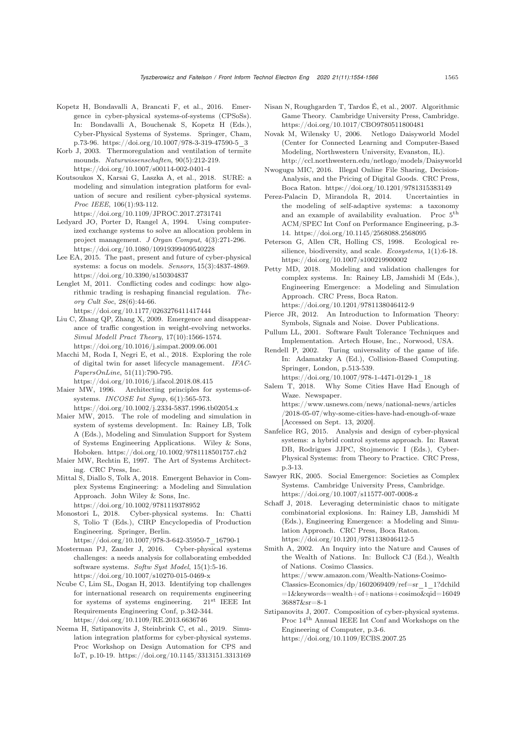Kopetz H, Bondavalli A, Brancati F, et al., 2016. Emergence in cyber-physical systems-of-systems (CPSoSs). In: Bondavalli A, Bouchenak S, Kopetz H (Eds.), Cyber-Physical Systems of Systems. Springer, Cham, p.73-96. https://doi.org/10.1007/978-3-319-47590-5_3

Korb J, 2003. Thermoregulation and ventilation of termite mounds. *Naturwissenschaften*, 90(5):212-219. https://doi.org/10.1007/s00114-002-0401-4

Koutsoukos X, Karsai G, Laszka A, et al., 2018. SURE: a modeling and simulation integration platform for evaluation of secure and resilient cyber-physical systems. *Proc IEEE*, 106(1):93-112. https://doi.org/10.1109/JPROC.2017.2731741

Ledyard JO, Porter D, Rangel A, 1994. Using computerized exchange systems to solve an allocation problem in project management. *J Organ Comput*, 4(3):271-296. https://doi.org/10.1080/10919399409540228

Lee EA, 2015. The past, present and future of cyber-physical systems: a focus on models. *Sensors*, 15(3):4837-4869. https://doi.org/10.3390/s150304837

Lenglet M, 2011. Conflicting codes and codings: how algorithmic trading is reshaping financial regulation. *Theory Cult Soc*, 28(6):44-66. https://doi.org/10.1177/0263276411417444

Liu C, Zhang QP, Zhang X, 2009. Emergence and disappearance of traffic congestion in weight-evolving networks. *Simul Modell Pract Theory*, 17(10):1566-1574. https://doi.org/10.1016/j.simpat.2009.06.001

Macchi M, Roda I, Negri E, et al., 2018. Exploring the role of digital twin for asset lifecycle management. *IFAC-PapersOnLine*, 51(11):790-795. https://doi.org/10.1016/j.ifacol.2018.08.415

Maier MW, 1996. Architecting principles for systems-of-systems. *INCOSE Int Symp*, 6(1):565-573. https://doi.org/10.1002/j.2334-5837.1996.tb02054.x

Maier MW, 2015. The role of modeling and simulation in system of systems development. In: Rainey LB, Tolk A (Eds.), Modeling and Simulation Support for System of Systems Engineering Applications. Wiley & Sons, Hoboken. https://doi.org/10.1002/9781118501757.ch2

Maier MW, Rechtin E, 1997. The Art of Systems Architecting. CRC Press, Inc.

Mittal S, Diallo S, Tolk A, 2018. Emergent Behavior in Complex Systems Engineering: a Modeling and Simulation Approach. John Wiley & Sons, Inc. https://doi.org/10.1002/9781119378952

Monostori L, 2018. Cyber-physical systems. In: Chatti S, Tolio T (Eds.), CIRP Encyclopedia of Production Engineering. Springer, Berlin. https://doi.org/10.1007/978-3-642-35950-7_16790-1

Mosterman PJ, Zander J, 2016. Cyber-physical systems challenges: a needs analysis for collaborating embedded software systems. *Softw Syst Model*, 15(1):5-16. https://doi.org/10.1007/s10270-015-0469-x

Ncube C, Lim SL, Dogan H, 2013. Identifying top challenges for international research on requirements engineering for systems of systems engineering. 21st IEEE Int Requirements Engineering Conf, p.342-344. https://doi.org/10.1109/RE.2013.6636746

Neema H, Sztipanovits J, Steinbrink C, et al., 2019. Simulation integration platforms for cyber-physical systems. Proc Workshop on Design Automation for CPS and IoT, p.10-19. https://doi.org/10.1145/3313151.3313169

Nisan N, Roughgarden T, Tardos É, et al., 2007. Algorithmic Game Theory. Cambridge University Press, Cambridge. https://doi.org/10.1017/CBO9780511800481

Novak M, Wilensky U, 2006. Netlogo Daisyworld Model (Center for Connected Learning and Computer-Based Modeling, Northwestern University, Evanston, IL). http://ccl.northwestern.edu/netlogo/models/Daisyworld

Nwogugu MIC, 2016. Illegal Online File Sharing, Decision-Analysis, and the Pricing of Digital Goods. CRC Press, Boca Raton. https://doi.org/10.1201/9781315383149

Perez-Palacin D, Mirandola R, 2014. Uncertainties in the modeling of self-adaptive systems: a taxonomy and an example of availability evaluation. Proc 5th ACM/SPEC Int Conf on Performance Engineering, p.3-14. https://doi.org/10.1145/2568088.2568095

Peterson G, Allen CR, Holling CS, 1998. Ecological resilience, biodiversity, and scale. *Ecosystems*, 1(1):6-18. https://doi.org/10.1007/s100219900002

Petty MD, 2018. Modeling and validation challenges for complex systems. In: Rainey LB, Jamshidi M (Eds.), Engineering Emergence: a Modeling and Simulation Approach. CRC Press, Boca Raton. https://doi.org/10.1201/9781138046412-9

Pierce JR, 2012. An Introduction to Information Theory: Symbols, Signals and Noise. Dover Publications.

Pullum LL, 2001. Software Fault Tolerance Techniques and Implementation. Artech House, Inc., Norwood, USA.

Rendell P, 2002. Turing universality of the game of life. In: Adamatzky A (Ed.), Collision-Based Computing. Springer, London, p.513-539. https://doi.org/10.1007/978-1-4471-0129-1_18

Salem T, 2018. Why Some Cities Have Had Enough of Waze. Newspaper. https://www.usnews.com/news/national-news/articles/2018-05-07/why-some-cities-have-had-enough-of-waze [Accessed on Sept. 13, 2020].

Sanfelice RG, 2015. Analysis and design of cyber-physical systems: a hybrid control systems approach. In: Rawat DB, Rodrigues JJPC, Stojmenovic I (Eds.), Cyber-Physical Systems: from Theory to Practice. CRC Press, p.3-13.

Sawyer RK, 2005. Social Emergence: Societies as Complex Systems. Cambridge University Press, Cambridge. https://doi.org/10.1007/s11577-007-0008-z

Schaff J, 2018. Leveraging deterministic chaos to mitigate combinatorial explosions. In: Rainey LB, Jamshidi M (Eds.), Engineering Emergence: a Modeling and Simulation Approach. CRC Press, Boca Raton. https://doi.org/10.1201/9781138046412-5

Smith A, 2002. An Inquiry into the Nature and Causes of the Wealth of Nations. In: Bullock CJ (Ed.), Wealth of Nations. Cosimo Classics. https://www.amazon.com/Wealth-Nations-Cosimo-Classics-Economics/dp/1602069409/ref=sr_1_1?dchild=1&keywords=wealth+of+nations+cosimo&qid=1604936887&sr=8-1

Sztipanovits J, 2007. Composition of cyber-physical systems. Proc 14th Annual IEEE Int Conf and Workshops on the Engineering of Computer, p.3-6. https://doi.org/10.1109/ECBS.2007.25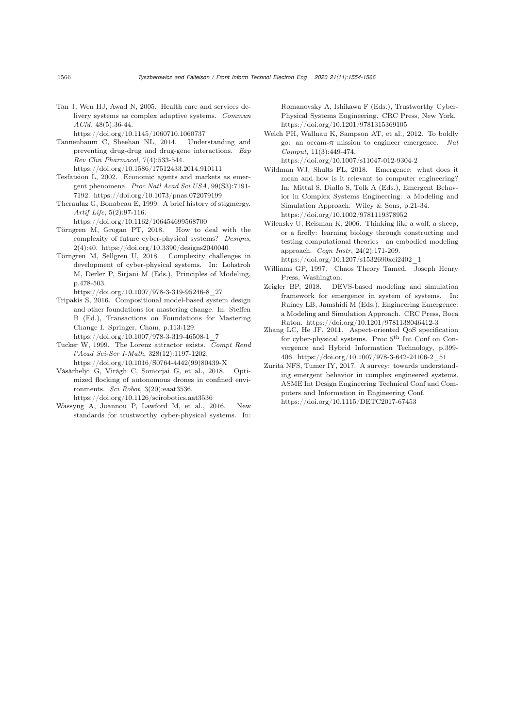Tan J, Wen HJ, Awad N, 2005. Health care and services delivery systems as complex adaptive systems. *Commun ACM*, 48(5):36-44. https://doi.org/10.1145/1060710.1060737

Tannenbaum C, Sheehan NL, 2014. Understanding and preventing drug-drug and drug-gene interactions. *Exp Rev Clin Pharmacol*, 7(4):533-544. https://doi.org/10.1586/17512433.2014.910111

Tesfatsion L, 2002. Economic agents and markets as emergent phenomena. *Proc Natl Acad Sci USA*, 99(S3):7191-7192. https://doi.org/10.1073/pnas.072079199

Theraulaz G, Bonabeau E, 1999. A brief history of stigmergy. *Artif Life*, 5(2):97-116. https://doi.org/10.1162/106454699568700

Törngren M, Grogan PT, 2018. How to deal with the complexity of future cyber-physical systems? *Designs*, 2(4):40. https://doi.org/10.3390/designs2040040

Törngren M, Sellgren U, 2018. Complexity challenges in development of cyber-physical systems. In: Lohstroh M, Derler P, Sirjani M (Eds.), Principles of Modeling, p.478-503. https://doi.org/10.1007/978-3-319-95246-8_27

Tripakis S, 2016. Compositional model-based system design and other foundations for mastering change. In: Steffen B (Ed.), Transactions on Foundations for Mastering Change I. Springer, Cham, p.113-129. https://doi.org/10.1007/978-3-319-46508-1_7

Tucker W, 1999. The Lorenz attractor exists. *Compt Rend l'Acad Sci-Ser I-Math*, 328(12):1197-1202. https://doi.org/10.1016/S0764-4442(99)80439-X

Vásárhelyi G, Virágh C, Somorjai G, et al., 2018. Optimized flocking of autonomous drones in confined environments. *Sci Robot*, 3(20):eaat3536. https://doi.org/10.1126/scirobotics.aat3536

Wassyng A, Joannou P, Lawford M, et al., 2016. New standards for trustworthy cyber-physical systems. In: Romanovsky A, Ishikawa F (Eds.), Trustworthy Cyber-Physical Systems Engineering. CRC Press, New York. https://doi.org/10.1201/9781315369105

Welch PH, Wallnau K, Sampson AT, et al., 2012. To boldly go: an occam-$\pi$ mission to engineer emergence. *Nat Comput*, 11(3):449-474. https://doi.org/10.1007/s11047-012-9304-2

Wildman WJ, Shults FL, 2018. Emergence: what does it mean and how is it relevant to computer engineering? In: Mittal S, Diallo S, Tolk A (Eds.), Emergent Behavior in Complex Systems Engineering: a Modeling and Simulation Approach. Wiley & Sons, p.21-34. https://doi.org/10.1002/9781119378952

Wilensky U, Reisman K, 2006. Thinking like a wolf, a sheep, or a firefly: learning biology through constructing and testing computational theories—an embodied modeling approach. *Cogn Instr*, 24(2):171-209. https://doi.org/10.1207/s1532690xci2402_1

Williams GP, 1997. Chaos Theory Tamed. Joseph Henry Press, Washington.

Zeigler BP, 2018. DEVS-based modeling and simulation framework for emergence in system of systems. In: Rainey LB, Jamshidi M (Eds.), Engineering Emergence: a Modeling and Simulation Approach. CRC Press, Boca Raton. https://doi.org/10.1201/9781138046412-3

Zhang LC, He JF, 2011. Aspect-oriented QoS specification for cyber-physical systems. Proc 5th Int Conf on Convergence and Hybrid Information Technology, p.399-406. https://doi.org/10.1007/978-3-642-24106-2_51

Zurita NFS, Tumer IY, 2017. A survey: towards understanding emergent behavior in complex engineered systems. ASME Int Design Engineering Technical Conf and Computers and Information in Engineering Conf. https://doi.org/10.1115/DETC2017-67453